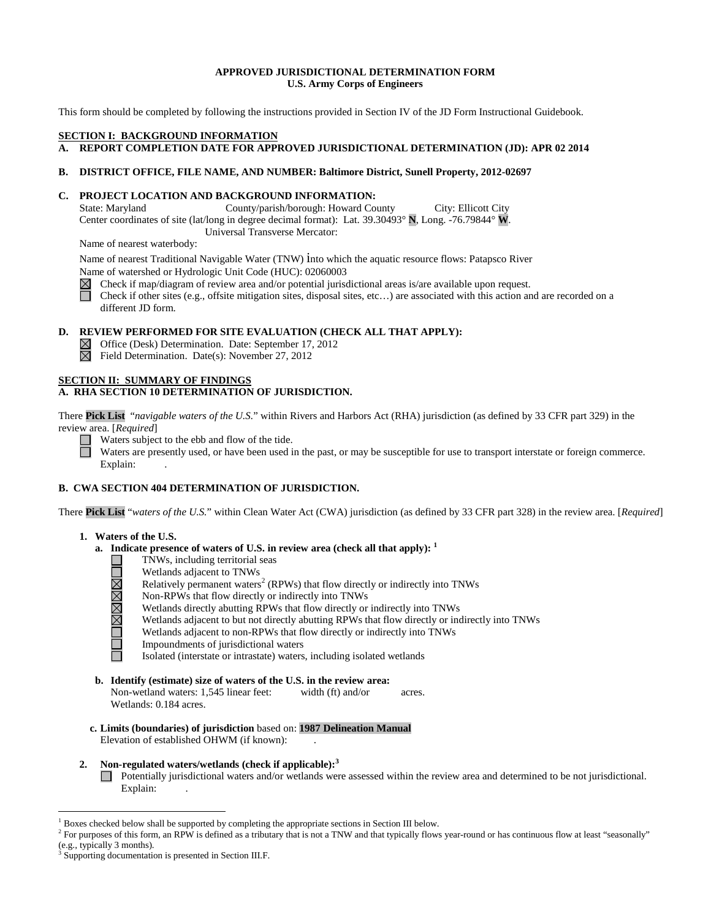**APPROVED JURISDICTIONAL DETERMINATION FORM**
**U.S. Army Corps of Engineers**

This form should be completed by following the instructions provided in Section IV of the JD Form Instructional Guidebook.

## SECTION I: BACKGROUND INFORMATION

**A. REPORT COMPLETION DATE FOR APPROVED JURISDICTIONAL DETERMINATION (JD): APR 02 2014**

**B. DISTRICT OFFICE, FILE NAME, AND NUMBER: Baltimore District, Sunell Property, 2012-02697**

**C. PROJECT LOCATION AND BACKGROUND INFORMATION:**

State: Maryland County/parish/borough: Howard County City: Ellicott City
Center coordinates of site (lat/long in degree decimal format): Lat. 39.30493° **N**, Long. -76.79844° **W**.
Universal Transverse Mercator:
Name of nearest waterbody:

Name of nearest Traditional Navigable Water (TNW) into which the aquatic resource flows: Patapsco River
Name of watershed or Hydrologic Unit Code (HUC): 02060003

- ☒ Check if map/diagram of review area and/or potential jurisdictional areas is/are available upon request.
- ☐ Check if other sites (e.g., offsite mitigation sites, disposal sites, etc…) are associated with this action and are recorded on a different JD form.

**D. REVIEW PERFORMED FOR SITE EVALUATION (CHECK ALL THAT APPLY):**

- ☒ Office (Desk) Determination. Date: September 17, 2012
- ☒ Field Determination. Date(s): November 27, 2012

## SECTION II: SUMMARY OF FINDINGS

**A. RHA SECTION 10 DETERMINATION OF JURISDICTION.**

There **Pick List** "*navigable waters of the U.S.*" within Rivers and Harbors Act (RHA) jurisdiction (as defined by 33 CFR part 329) in the review area. [*Required*]

- ☐ Waters subject to the ebb and flow of the tide.
- ☐ Waters are presently used, or have been used in the past, or may be susceptible for use to transport interstate or foreign commerce. Explain: .

**B. CWA SECTION 404 DETERMINATION OF JURISDICTION.**

There **Pick List** "*waters of the U.S.*" within Clean Water Act (CWA) jurisdiction (as defined by 33 CFR part 328) in the review area. [*Required*]

**1. Waters of the U.S.**

**a. Indicate presence of waters of U.S. in review area (check all that apply):** [1]

- ☐ TNWs, including territorial seas
- ☐ Wetlands adjacent to TNWs
- ☒ Relatively permanent waters[2] (RPWs) that flow directly or indirectly into TNWs
- ☒ Non-RPWs that flow directly or indirectly into TNWs
- ☒ Wetlands directly abutting RPWs that flow directly or indirectly into TNWs
- ☒ Wetlands adjacent to but not directly abutting RPWs that flow directly or indirectly into TNWs
- ☐ Wetlands adjacent to non-RPWs that flow directly or indirectly into TNWs
- ☐ Impoundments of jurisdictional waters
- ☐ Isolated (interstate or intrastate) waters, including isolated wetlands

**b. Identify (estimate) size of waters of the U.S. in the review area:**
Non-wetland waters: 1,545 linear feet: width (ft) and/or acres.
Wetlands: 0.184 acres.

**c. Limits (boundaries) of jurisdiction** based on: **1987 Delineation Manual**
Elevation of established OHWM (if known): .

**2. Non-regulated waters/wetlands (check if applicable):**[3]

- ☐ Potentially jurisdictional waters and/or wetlands were assessed within the review area and determined to be not jurisdictional. Explain: .

---

[1] Boxes checked below shall be supported by completing the appropriate sections in Section III below.
[2] For purposes of this form, an RPW is defined as a tributary that is not a TNW and that typically flows year-round or has continuous flow at least "seasonally" (e.g., typically 3 months).
[3] Supporting documentation is presented in Section III.F.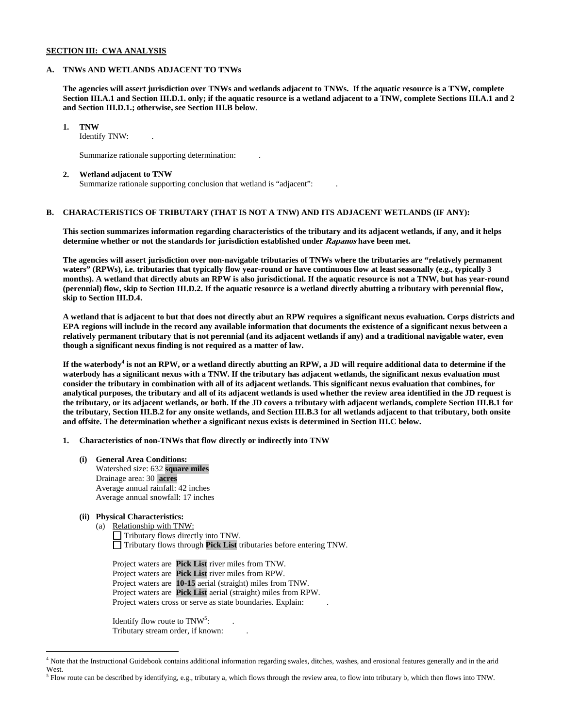## SECTION III: CWA ANALYSIS

### A. TNWs AND WETLANDS ADJACENT TO TNWs

**The agencies will assert jurisdiction over TNWs and wetlands adjacent to TNWs. If the aquatic resource is a TNW, complete Section III.A.1 and Section III.D.1. only; if the aquatic resource is a wetland adjacent to a TNW, complete Sections III.A.1 and 2 and Section III.D.1.; otherwise, see Section III.B below**.

**1. TNW**
Identify TNW: .

Summarize rationale supporting determination: .

**2. Wetland adjacent to TNW**
Summarize rationale supporting conclusion that wetland is "adjacent": .

### B. CHARACTERISTICS OF TRIBUTARY (THAT IS NOT A TNW) AND ITS ADJACENT WETLANDS (IF ANY):

**This section summarizes information regarding characteristics of the tributary and its adjacent wetlands, if any, and it helps determine whether or not the standards for jurisdiction established under *Rapanos* have been met.**

**The agencies will assert jurisdiction over non-navigable tributaries of TNWs where the tributaries are "relatively permanent waters" (RPWs), i.e. tributaries that typically flow year-round or have continuous flow at least seasonally (e.g., typically 3 months). A wetland that directly abuts an RPW is also jurisdictional. If the aquatic resource is not a TNW, but has year-round (perennial) flow, skip to Section III.D.2. If the aquatic resource is a wetland directly abutting a tributary with perennial flow, skip to Section III.D.4.**

**A wetland that is adjacent to but that does not directly abut an RPW requires a significant nexus evaluation. Corps districts and EPA regions will include in the record any available information that documents the existence of a significant nexus between a relatively permanent tributary that is not perennial (and its adjacent wetlands if any) and a traditional navigable water, even though a significant nexus finding is not required as a matter of law.**

**If the waterbody[4] is not an RPW, or a wetland directly abutting an RPW, a JD will require additional data to determine if the waterbody has a significant nexus with a TNW. If the tributary has adjacent wetlands, the significant nexus evaluation must consider the tributary in combination with all of its adjacent wetlands. This significant nexus evaluation that combines, for analytical purposes, the tributary and all of its adjacent wetlands is used whether the review area identified in the JD request is the tributary, or its adjacent wetlands, or both. If the JD covers a tributary with adjacent wetlands, complete Section III.B.1 for the tributary, Section III.B.2 for any onsite wetlands, and Section III.B.3 for all wetlands adjacent to that tributary, both onsite and offsite. The determination whether a significant nexus exists is determined in Section III.C below.**

**1. Characteristics of non-TNWs that flow directly or indirectly into TNW**

**(i) General Area Conditions:**
Watershed size: 632 **square miles**
Drainage area: 30 **acres**
Average annual rainfall: 42 inches
Average annual snowfall: 17 inches

**(ii) Physical Characteristics:**

(a) Relationship with TNW:
☐ Tributary flows directly into TNW.
☐ Tributary flows through **Pick List** tributaries before entering TNW.

Project waters are **Pick List** river miles from TNW.
Project waters are **Pick List** river miles from RPW.
Project waters are **10-15** aerial (straight) miles from TNW.
Project waters are **Pick List** aerial (straight) miles from RPW.
Project waters cross or serve as state boundaries. Explain: .

Identify flow route to TNW[5]: .
Tributary stream order, if known: .

---

[4] Note that the Instructional Guidebook contains additional information regarding swales, ditches, washes, and erosional features generally and in the arid West.

[5] Flow route can be described by identifying, e.g., tributary a, which flows through the review area, to flow into tributary b, which then flows into TNW.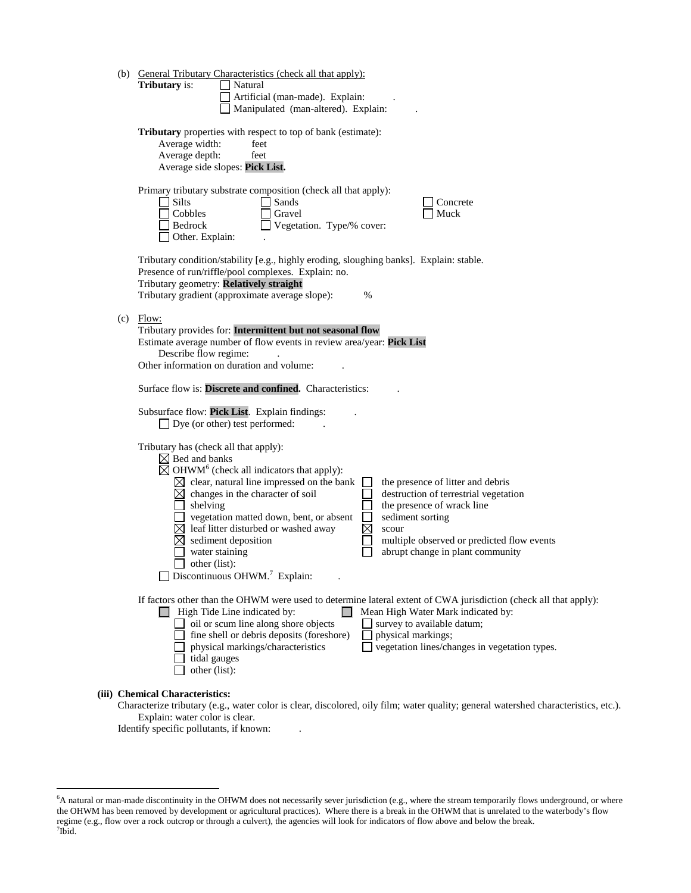(b) General Tributary Characteristics (check all that apply):

**Tributary** is:
- ☐ Natural
- ☐ Artificial (man-made). Explain: .
- ☐ Manipulated (man-altered). Explain: .

**Tributary** properties with respect to top of bank (estimate):

Average width: feet
Average depth: feet
Average side slopes: **Pick List.**

Primary tributary substrate composition (check all that apply):

- ☐ Silts
- ☐ Sands
- ☐ Concrete
- ☐ Cobbles
- ☐ Gravel
- ☐ Muck
- ☐ Bedrock
- ☐ Vegetation. Type/% cover:
- ☐ Other. Explain: .

Tributary condition/stability [e.g., highly eroding, sloughing banks]. Explain: stable.
Presence of run/riffle/pool complexes. Explain: no.
Tributary geometry: **Relatively straight**
Tributary gradient (approximate average slope): %

(c) Flow:

Tributary provides for: **Intermittent but not seasonal flow**
Estimate average number of flow events in review area/year: **Pick List**
Describe flow regime: .
Other information on duration and volume: .

Surface flow is: **Discrete and confined.** Characteristics: .

Subsurface flow: **Pick List**. Explain findings: .
- ☐ Dye (or other) test performed: .

Tributary has (check all that apply):
- ☒ Bed and banks
- ☒ OHWM[6] (check all indicators that apply):
  - ☒ clear, natural line impressed on the bank
  - ☒ changes in the character of soil
  - ☐ shelving
  - ☐ vegetation matted down, bent, or absent
  - ☒ leaf litter disturbed or washed away
  - ☒ sediment deposition
  - ☐ water staining
  - ☐ other (list):
  - ☐ the presence of litter and debris
  - ☐ destruction of terrestrial vegetation
  - ☐ the presence of wrack line
  - ☐ sediment sorting
  - ☒ scour
  - ☐ multiple observed or predicted flow events
  - ☐ abrupt change in plant community
- ☐ Discontinuous OHWM.[7] Explain: .

If factors other than the OHWM were used to determine lateral extent of CWA jurisdiction (check all that apply):
- ☐ High Tide Line indicated by:
  - ☐ oil or scum line along shore objects
  - ☐ fine shell or debris deposits (foreshore)
  - ☐ physical markings/characteristics
  - ☐ tidal gauges
  - ☐ other (list):
- ☐ Mean High Water Mark indicated by:
  - ☐ survey to available datum;
  - ☐ physical markings;
  - ☐ vegetation lines/changes in vegetation types.

**(iii) Chemical Characteristics:**

Characterize tributary (e.g., water color is clear, discolored, oily film; water quality; general watershed characteristics, etc.). Explain: water color is clear.

Identify specific pollutants, if known: .

---

[6]A natural or man-made discontinuity in the OHWM does not necessarily sever jurisdiction (e.g., where the stream temporarily flows underground, or where the OHWM has been removed by development or agricultural practices). Where there is a break in the OHWM that is unrelated to the waterbody's flow regime (e.g., flow over a rock outcrop or through a culvert), the agencies will look for indicators of flow above and below the break.
[7]Ibid.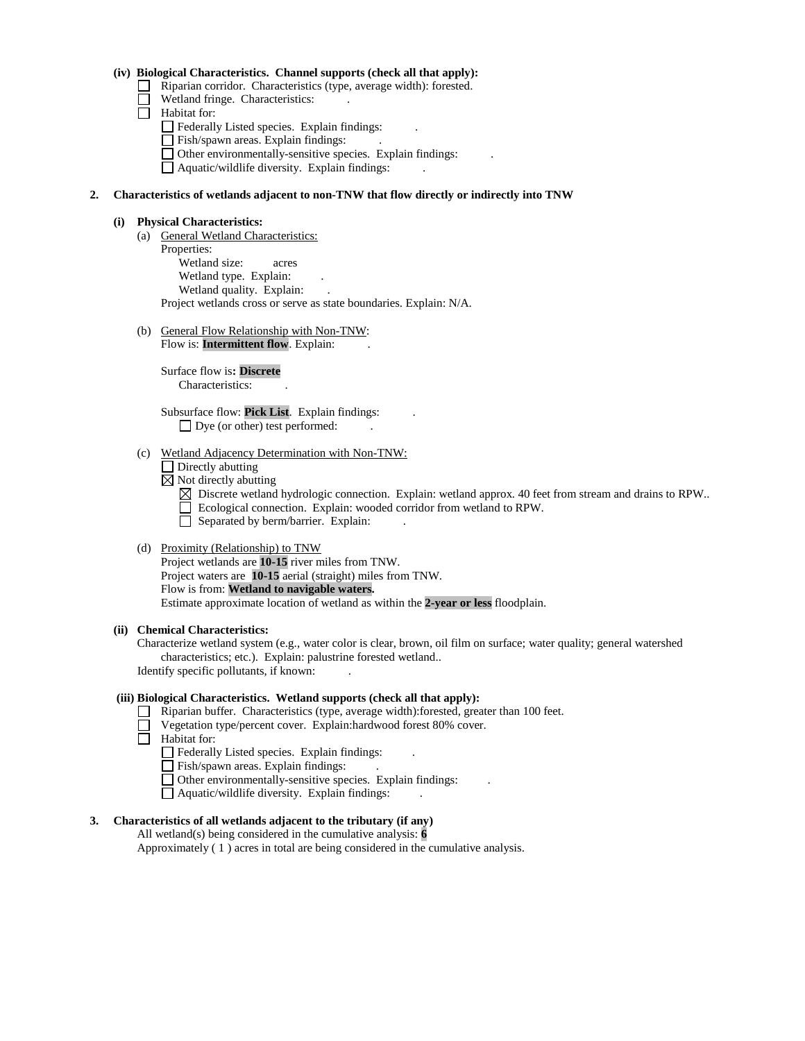**(iv) Biological Characteristics. Channel supports (check all that apply):**

- ☐ Riparian corridor. Characteristics (type, average width): forested.
- ☐ Wetland fringe. Characteristics: .
- ☐ Habitat for:
  - ☐ Federally Listed species. Explain findings: .
  - ☐ Fish/spawn areas. Explain findings: .
  - ☐ Other environmentally-sensitive species. Explain findings: .
  - ☐ Aquatic/wildlife diversity. Explain findings: .

**2. Characteristics of wetlands adjacent to non-TNW that flow directly or indirectly into TNW**

**(i) Physical Characteristics:**

(a) General Wetland Characteristics:

Properties:

Wetland size: acres

Wetland type. Explain: .

Wetland quality. Explain: .

Project wetlands cross or serve as state boundaries. Explain: N/A.

(b) General Flow Relationship with Non-TNW:

Flow is: **Intermittent flow**. Explain: .

Surface flow is**: Discrete**

Characteristics: .

Subsurface flow: **Pick List**. Explain findings: .

☐ Dye (or other) test performed: .

(c) Wetland Adjacency Determination with Non-TNW:

- ☐ Directly abutting
- ☒ Not directly abutting
  - ☒ Discrete wetland hydrologic connection. Explain: wetland approx. 40 feet from stream and drains to RPW..
  - ☐ Ecological connection. Explain: wooded corridor from wetland to RPW.
  - ☐ Separated by berm/barrier. Explain: .

(d) Proximity (Relationship) to TNW

Project wetlands are **10-15** river miles from TNW.

Project waters are **10-15** aerial (straight) miles from TNW.

Flow is from: **Wetland to navigable waters.**

Estimate approximate location of wetland as within the **2-year or less** floodplain.

**(ii) Chemical Characteristics:**

Characterize wetland system (e.g., water color is clear, brown, oil film on surface; water quality; general watershed characteristics; etc.). Explain: palustrine forested wetland..

Identify specific pollutants, if known: .

**(iii) Biological Characteristics. Wetland supports (check all that apply):**

- ☐ Riparian buffer. Characteristics (type, average width):forested, greater than 100 feet.
- ☐ Vegetation type/percent cover. Explain:hardwood forest 80% cover.
- ☐ Habitat for:
  - ☐ Federally Listed species. Explain findings: .
  - ☐ Fish/spawn areas. Explain findings: .
  - ☐ Other environmentally-sensitive species. Explain findings: .
  - ☐ Aquatic/wildlife diversity. Explain findings: .

**3. Characteristics of all wetlands adjacent to the tributary (if any)**

All wetland(s) being considered in the cumulative analysis: **6**

Approximately ( 1 ) acres in total are being considered in the cumulative analysis.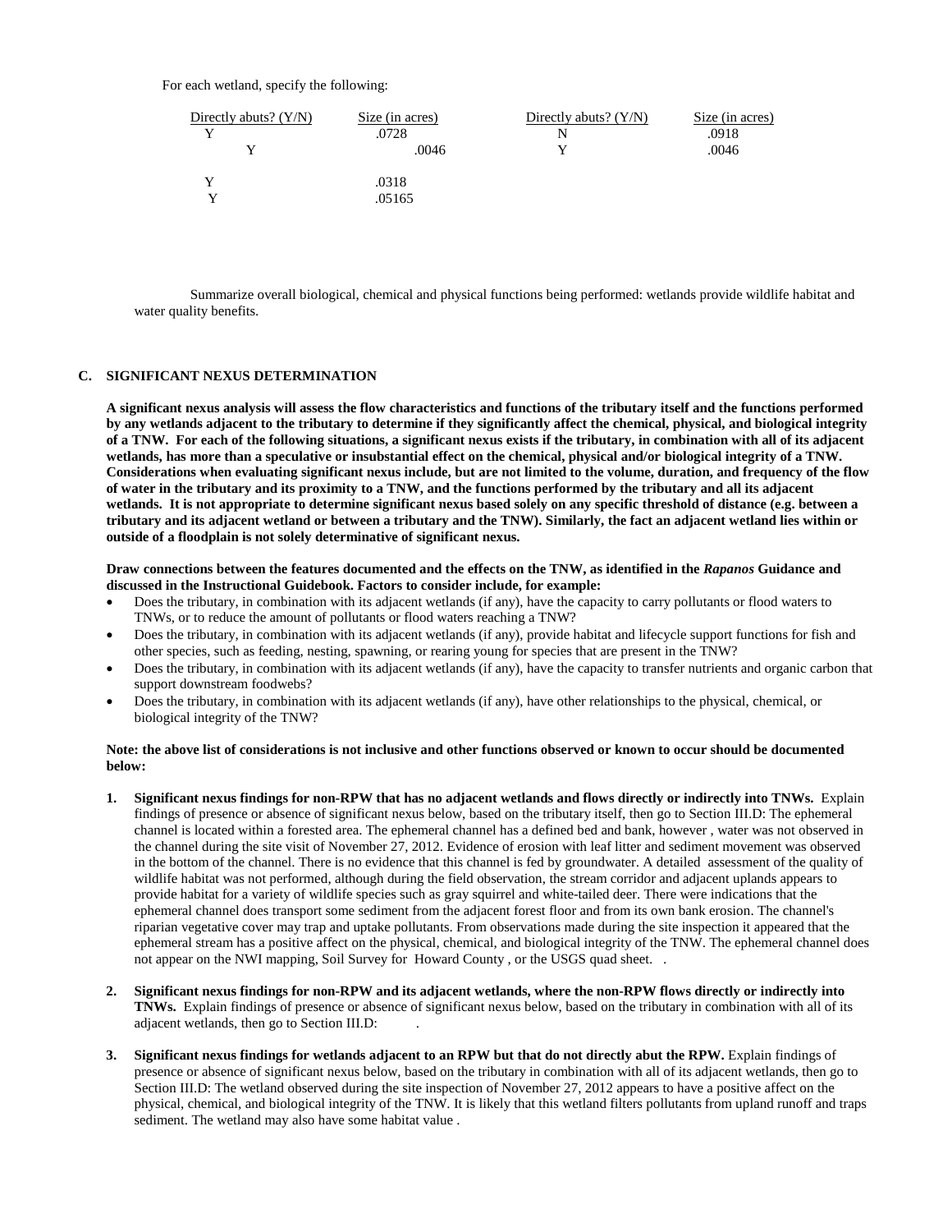For each wetland, specify the following:

| Directly abuts? (Y/N) | Size (in acres) | Directly abuts? (Y/N) | Size (in acres) |
|---|---|---|---|
| Y | .0728 | N | .0918 |
| Y | .0046 | Y | .0046 |
| Y | .0318 | | |
| Y | .05165 | | |

Summarize overall biological, chemical and physical functions being performed: wetlands provide wildlife habitat and water quality benefits.

## C. SIGNIFICANT NEXUS DETERMINATION

**A significant nexus analysis will assess the flow characteristics and functions of the tributary itself and the functions performed by any wetlands adjacent to the tributary to determine if they significantly affect the chemical, physical, and biological integrity of a TNW. For each of the following situations, a significant nexus exists if the tributary, in combination with all of its adjacent wetlands, has more than a speculative or insubstantial effect on the chemical, physical and/or biological integrity of a TNW. Considerations when evaluating significant nexus include, but are not limited to the volume, duration, and frequency of the flow of water in the tributary and its proximity to a TNW, and the functions performed by the tributary and all its adjacent wetlands. It is not appropriate to determine significant nexus based solely on any specific threshold of distance (e.g. between a tributary and its adjacent wetland or between a tributary and the TNW). Similarly, the fact an adjacent wetland lies within or outside of a floodplain is not solely determinative of significant nexus.**

**Draw connections between the features documented and the effects on the TNW, as identified in the *Rapanos* Guidance and discussed in the Instructional Guidebook. Factors to consider include, for example:**

- Does the tributary, in combination with its adjacent wetlands (if any), have the capacity to carry pollutants or flood waters to TNWs, or to reduce the amount of pollutants or flood waters reaching a TNW?
- Does the tributary, in combination with its adjacent wetlands (if any), provide habitat and lifecycle support functions for fish and other species, such as feeding, nesting, spawning, or rearing young for species that are present in the TNW?
- Does the tributary, in combination with its adjacent wetlands (if any), have the capacity to transfer nutrients and organic carbon that support downstream foodwebs?
- Does the tributary, in combination with its adjacent wetlands (if any), have other relationships to the physical, chemical, or biological integrity of the TNW?

**Note: the above list of considerations is not inclusive and other functions observed or known to occur should be documented below:**

1. **Significant nexus findings for non-RPW that has no adjacent wetlands and flows directly or indirectly into TNWs.** Explain findings of presence or absence of significant nexus below, based on the tributary itself, then go to Section III.D: The ephemeral channel is located within a forested area. The ephemeral channel has a defined bed and bank, however , water was not observed in the channel during the site visit of November 27, 2012. Evidence of erosion with leaf litter and sediment movement was observed in the bottom of the channel. There is no evidence that this channel is fed by groundwater. A detailed assessment of the quality of wildlife habitat was not performed, although during the field observation, the stream corridor and adjacent uplands appears to provide habitat for a variety of wildlife species such as gray squirrel and white-tailed deer. There were indications that the ephemeral channel does transport some sediment from the adjacent forest floor and from its own bank erosion. The channel's riparian vegetative cover may trap and uptake pollutants. From observations made during the site inspection it appeared that the ephemeral stream has a positive affect on the physical, chemical, and biological integrity of the TNW. The ephemeral channel does not appear on the NWI mapping, Soil Survey for Howard County , or the USGS quad sheet. .

2. **Significant nexus findings for non-RPW and its adjacent wetlands, where the non-RPW flows directly or indirectly into TNWs.** Explain findings of presence or absence of significant nexus below, based on the tributary in combination with all of its adjacent wetlands, then go to Section III.D: .

3. **Significant nexus findings for wetlands adjacent to an RPW but that do not directly abut the RPW.** Explain findings of presence or absence of significant nexus below, based on the tributary in combination with all of its adjacent wetlands, then go to Section III.D: The wetland observed during the site inspection of November 27, 2012 appears to have a positive affect on the physical, chemical, and biological integrity of the TNW. It is likely that this wetland filters pollutants from upland runoff and traps sediment. The wetland may also have some habitat value .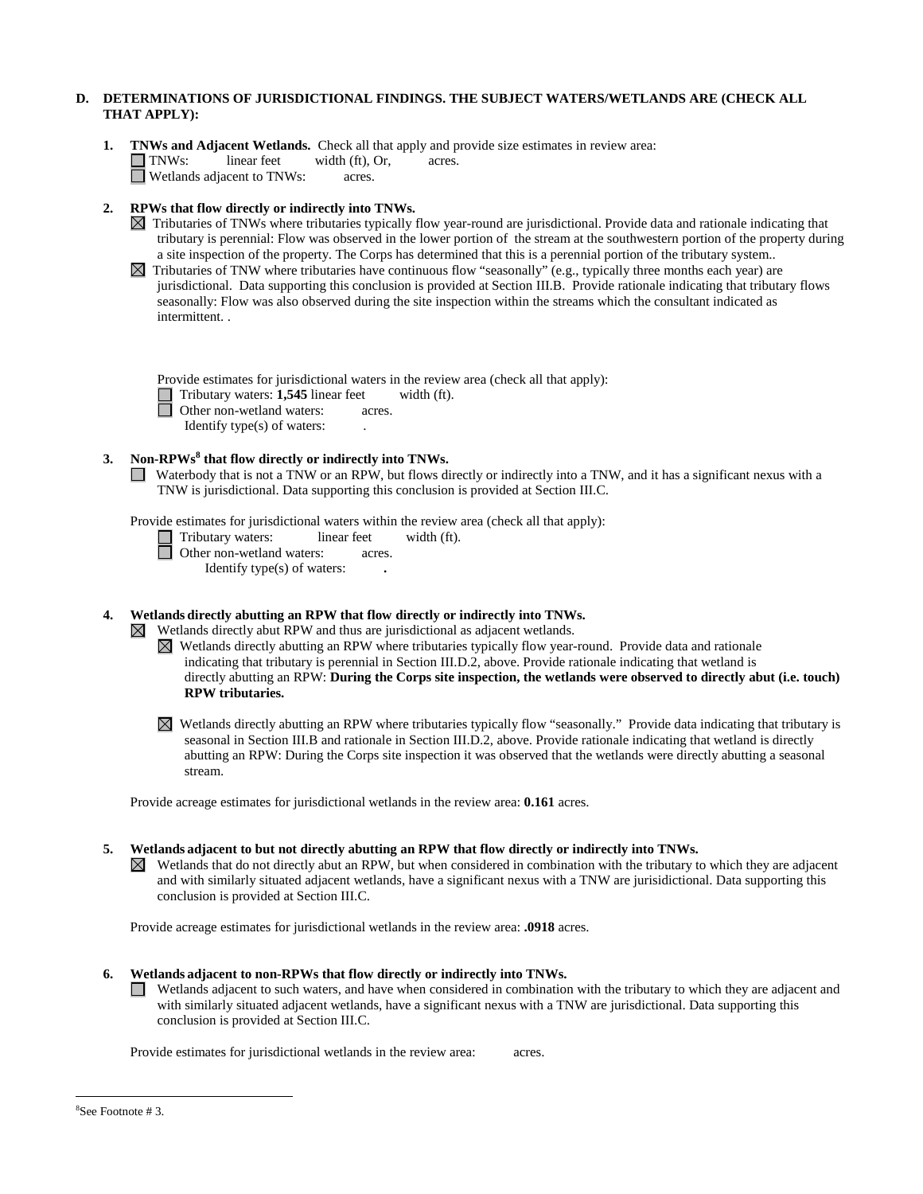**D. DETERMINATIONS OF JURISDICTIONAL FINDINGS. THE SUBJECT WATERS/WETLANDS ARE (CHECK ALL THAT APPLY):**

**1. TNWs and Adjacent Wetlands.** Check all that apply and provide size estimates in review area:

☐ TNWs: linear feet width (ft), Or, acres.

☐ Wetlands adjacent to TNWs: acres.

**2. RPWs that flow directly or indirectly into TNWs.**

☒ Tributaries of TNWs where tributaries typically flow year-round are jurisdictional. Provide data and rationale indicating that tributary is perennial: Flow was observed in the lower portion of the stream at the southwestern portion of the property during a site inspection of the property. The Corps has determined that this is a perennial portion of the tributary system..

☒ Tributaries of TNW where tributaries have continuous flow "seasonally" (e.g., typically three months each year) are jurisdictional. Data supporting this conclusion is provided at Section III.B. Provide rationale indicating that tributary flows seasonally: Flow was also observed during the site inspection within the streams which the consultant indicated as intermittent. .

Provide estimates for jurisdictional waters in the review area (check all that apply):

☐ Tributary waters: **1,545** linear feet width (ft).

☐ Other non-wetland waters: acres.

Identify type(s) of waters: .

**3. Non-RPWs[8] that flow directly or indirectly into TNWs.**

☐ Waterbody that is not a TNW or an RPW, but flows directly or indirectly into a TNW, and it has a significant nexus with a TNW is jurisdictional. Data supporting this conclusion is provided at Section III.C.

Provide estimates for jurisdictional waters within the review area (check all that apply):

☐ Tributary waters: linear feet width (ft).

☐ Other non-wetland waters: acres.

Identify type(s) of waters: **.**

**4. Wetlands directly abutting an RPW that flow directly or indirectly into TNWs.**

☒ Wetlands directly abut RPW and thus are jurisdictional as adjacent wetlands.

☒ Wetlands directly abutting an RPW where tributaries typically flow year-round. Provide data and rationale indicating that tributary is perennial in Section III.D.2, above. Provide rationale indicating that wetland is directly abutting an RPW: **During the Corps site inspection, the wetlands were observed to directly abut (i.e. touch) RPW tributaries.**

☒ Wetlands directly abutting an RPW where tributaries typically flow "seasonally." Provide data indicating that tributary is seasonal in Section III.B and rationale in Section III.D.2, above. Provide rationale indicating that wetland is directly abutting an RPW: During the Corps site inspection it was observed that the wetlands were directly abutting a seasonal stream.

Provide acreage estimates for jurisdictional wetlands in the review area: **0.161** acres.

**5. Wetlands adjacent to but not directly abutting an RPW that flow directly or indirectly into TNWs.**

☒ Wetlands that do not directly abut an RPW, but when considered in combination with the tributary to which they are adjacent and with similarly situated adjacent wetlands, have a significant nexus with a TNW are jurisidictional. Data supporting this conclusion is provided at Section III.C.

Provide acreage estimates for jurisdictional wetlands in the review area: **.0918** acres.

**6. Wetlands adjacent to non-RPWs that flow directly or indirectly into TNWs.**

☐ Wetlands adjacent to such waters, and have when considered in combination with the tributary to which they are adjacent and with similarly situated adjacent wetlands, have a significant nexus with a TNW are jurisdictional. Data supporting this conclusion is provided at Section III.C.

Provide estimates for jurisdictional wetlands in the review area: acres.

---

[8]See Footnote # 3.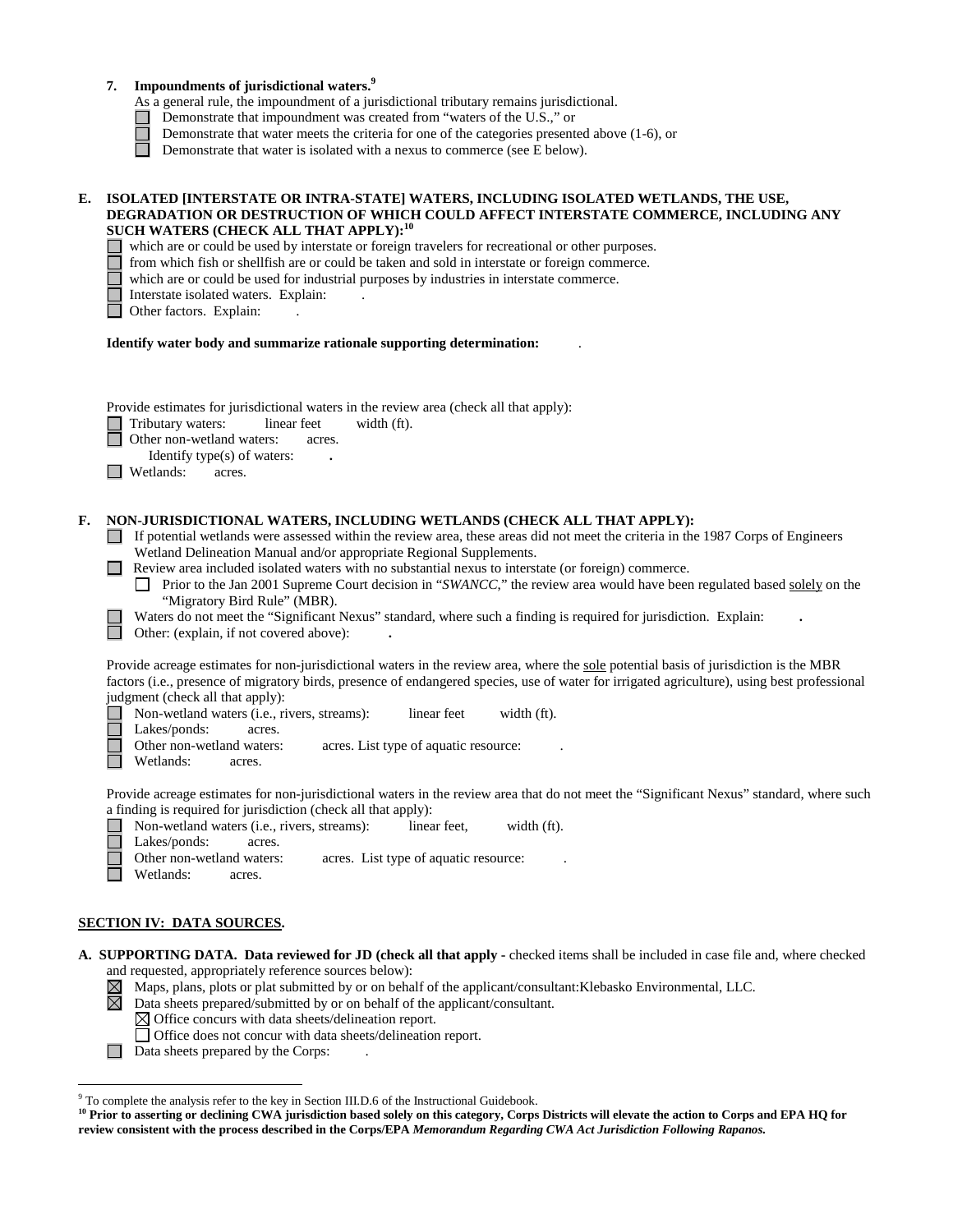7. **Impoundments of jurisdictional waters.**[9]

As a general rule, the impoundment of a jurisdictional tributary remains jurisdictional.

☐ Demonstrate that impoundment was created from "waters of the U.S.," or
☐ Demonstrate that water meets the criteria for one of the categories presented above (1-6), or
☐ Demonstrate that water is isolated with a nexus to commerce (see E below).

**E. ISOLATED [INTERSTATE OR INTRA-STATE] WATERS, INCLUDING ISOLATED WETLANDS, THE USE, DEGRADATION OR DESTRUCTION OF WHICH COULD AFFECT INTERSTATE COMMERCE, INCLUDING ANY SUCH WATERS (CHECK ALL THAT APPLY):**[10]

☐ which are or could be used by interstate or foreign travelers for recreational or other purposes.
☐ from which fish or shellfish are or could be taken and sold in interstate or foreign commerce.
☐ which are or could be used for industrial purposes by industries in interstate commerce.
☐ Interstate isolated waters. Explain: .
☐ Other factors. Explain: .

**Identify water body and summarize rationale supporting determination:** .

Provide estimates for jurisdictional waters in the review area (check all that apply):

☐ Tributary waters: linear feet width (ft).
☐ Other non-wetland waters: acres.
Identify type(s) of waters: **.**
☐ Wetlands: acres.

**F. NON-JURISDICTIONAL WATERS, INCLUDING WETLANDS (CHECK ALL THAT APPLY):**

☐ If potential wetlands were assessed within the review area, these areas did not meet the criteria in the 1987 Corps of Engineers Wetland Delineation Manual and/or appropriate Regional Supplements.
☐ Review area included isolated waters with no substantial nexus to interstate (or foreign) commerce.
☐ Prior to the Jan 2001 Supreme Court decision in "*SWANCC*," the review area would have been regulated based solely on the "Migratory Bird Rule" (MBR).
☐ Waters do not meet the "Significant Nexus" standard, where such a finding is required for jurisdiction. Explain: **.**
☐ Other: (explain, if not covered above): **.**

Provide acreage estimates for non-jurisdictional waters in the review area, where the sole potential basis of jurisdiction is the MBR factors (i.e., presence of migratory birds, presence of endangered species, use of water for irrigated agriculture), using best professional judgment (check all that apply):

☐ Non-wetland waters (i.e., rivers, streams): linear feet width (ft).
☐ Lakes/ponds: acres.
☐ Other non-wetland waters: acres. List type of aquatic resource: .
☐ Wetlands: acres.

Provide acreage estimates for non-jurisdictional waters in the review area that do not meet the "Significant Nexus" standard, where such a finding is required for jurisdiction (check all that apply):

☐ Non-wetland waters (i.e., rivers, streams): linear feet, width (ft).
☐ Lakes/ponds: acres.
☐ Other non-wetland waters: acres. List type of aquatic resource: .
☐ Wetlands: acres.

**SECTION IV: DATA SOURCES.**

**A. SUPPORTING DATA. Data reviewed for JD (check all that apply -** checked items shall be included in case file and, where checked and requested, appropriately reference sources below):

☒ Maps, plans, plots or plat submitted by or on behalf of the applicant/consultant:Klebasko Environmental, LLC.
☒ Data sheets prepared/submitted by or on behalf of the applicant/consultant.
☒ Office concurs with data sheets/delineation report.
☐ Office does not concur with data sheets/delineation report.
☐ Data sheets prepared by the Corps: .

[9] To complete the analysis refer to the key in Section III.D.6 of the Instructional Guidebook.

[10] **Prior to asserting or declining CWA jurisdiction based solely on this category, Corps Districts will elevate the action to Corps and EPA HQ for review consistent with the process described in the Corps/EPA *Memorandum Regarding CWA Act Jurisdiction Following Rapanos.***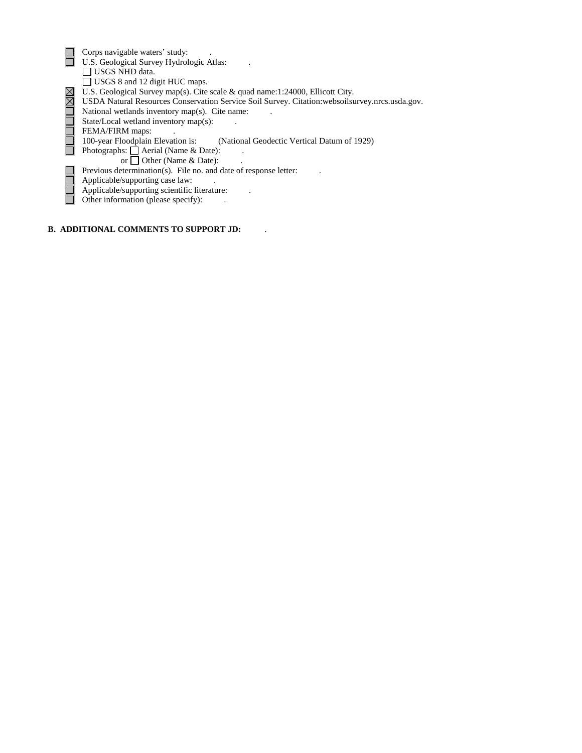- [ ] Corps navigable waters' study: .
- [ ] U.S. Geological Survey Hydrologic Atlas: .
  - [ ] USGS NHD data.
  - [ ] USGS 8 and 12 digit HUC maps.
- [x] U.S. Geological Survey map(s). Cite scale & quad name:1:24000, Ellicott City.
- [x] USDA Natural Resources Conservation Service Soil Survey. Citation:websoilsurvey.nrcs.usda.gov.
- [ ] National wetlands inventory map(s). Cite name: .
- [ ] State/Local wetland inventory map(s): .
- [ ] FEMA/FIRM maps: .
- [ ] 100-year Floodplain Elevation is: (National Geodectic Vertical Datum of 1929)
- [ ] Photographs: [ ] Aerial (Name & Date): .
  or [ ] Other (Name & Date): .
- [ ] Previous determination(s). File no. and date of response letter: .
- [ ] Applicable/supporting case law: .
- [ ] Applicable/supporting scientific literature: .
- [ ] Other information (please specify): .

**B. ADDITIONAL COMMENTS TO SUPPORT JD:** .